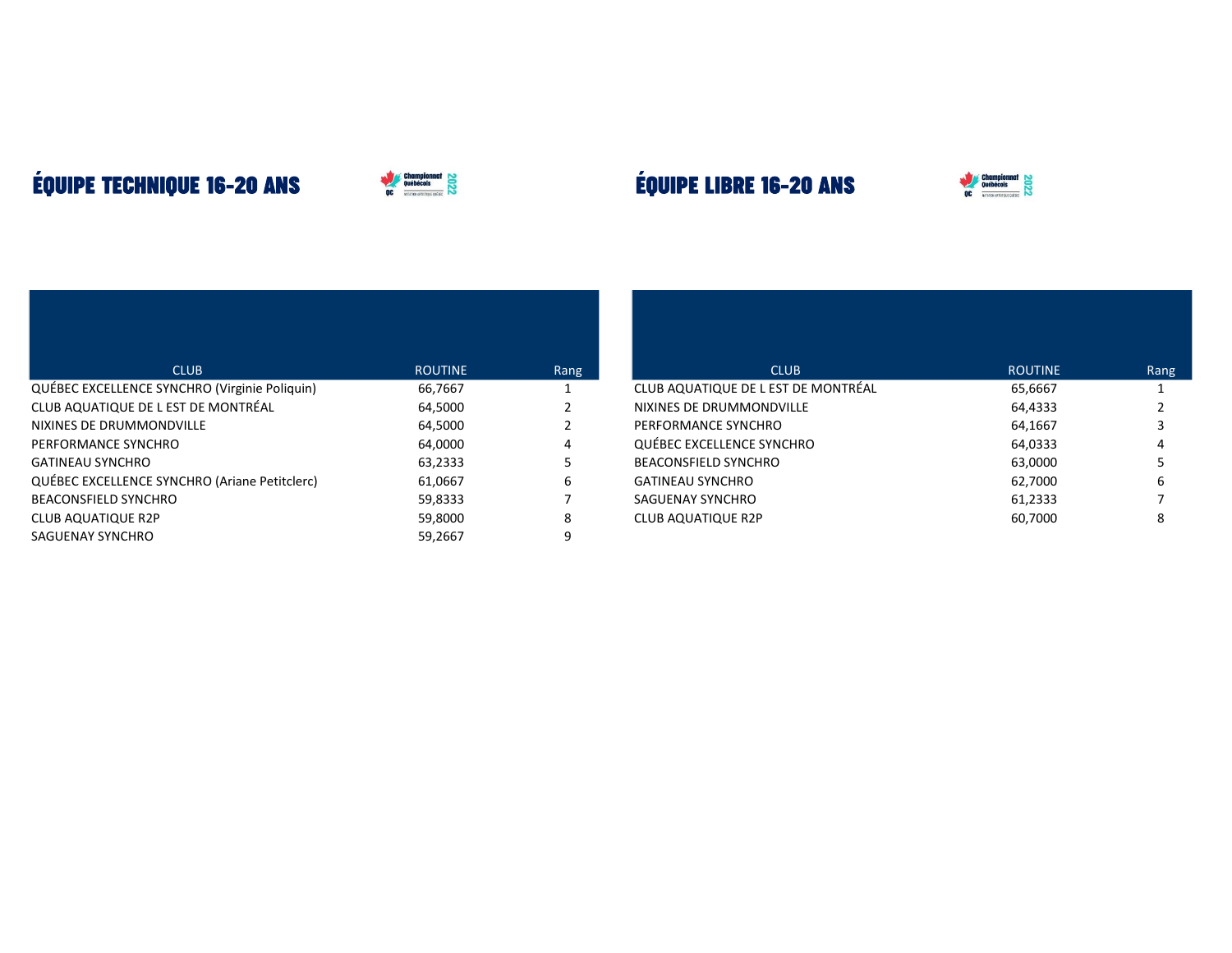# ÉQUIPE TECHNIQUE 16-20 ANS

| CLUB | ROUTINE | Rang |
|---|---|---|
| QUÉBEC EXCELLENCE SYNCHRO (Virginie Poliquin) | 66,7667 | 1 |
| CLUB AQUATIQUE DE L EST DE MONTRÉAL | 64,5000 | 2 |
| NIXINES DE DRUMMONDVILLE | 64,5000 | 2 |
| PERFORMANCE SYNCHRO | 64,0000 | 4 |
| GATINEAU SYNCHRO | 63,2333 | 5 |
| QUÉBEC EXCELLENCE SYNCHRO (Ariane Petitclerc) | 61,0667 | 6 |
| BEACONSFIELD SYNCHRO | 59,8333 | 7 |
| CLUB AQUATIQUE R2P | 59,8000 | 8 |
| SAGUENAY SYNCHRO | 59,2667 | 9 |

# ÉQUIPE LIBRE 16-20 ANS

| CLUB | ROUTINE | Rang |
|---|---|---|
| CLUB AQUATIQUE DE L EST DE MONTRÉAL | 65,6667 | 1 |
| NIXINES DE DRUMMONDVILLE | 64,4333 | 2 |
| PERFORMANCE SYNCHRO | 64,1667 | 3 |
| QUÉBEC EXCELLENCE SYNCHRO | 64,0333 | 4 |
| BEACONSFIELD SYNCHRO | 63,0000 | 5 |
| GATINEAU SYNCHRO | 62,7000 | 6 |
| SAGUENAY SYNCHRO | 61,2333 | 7 |
| CLUB AQUATIQUE R2P | 60,7000 | 8 |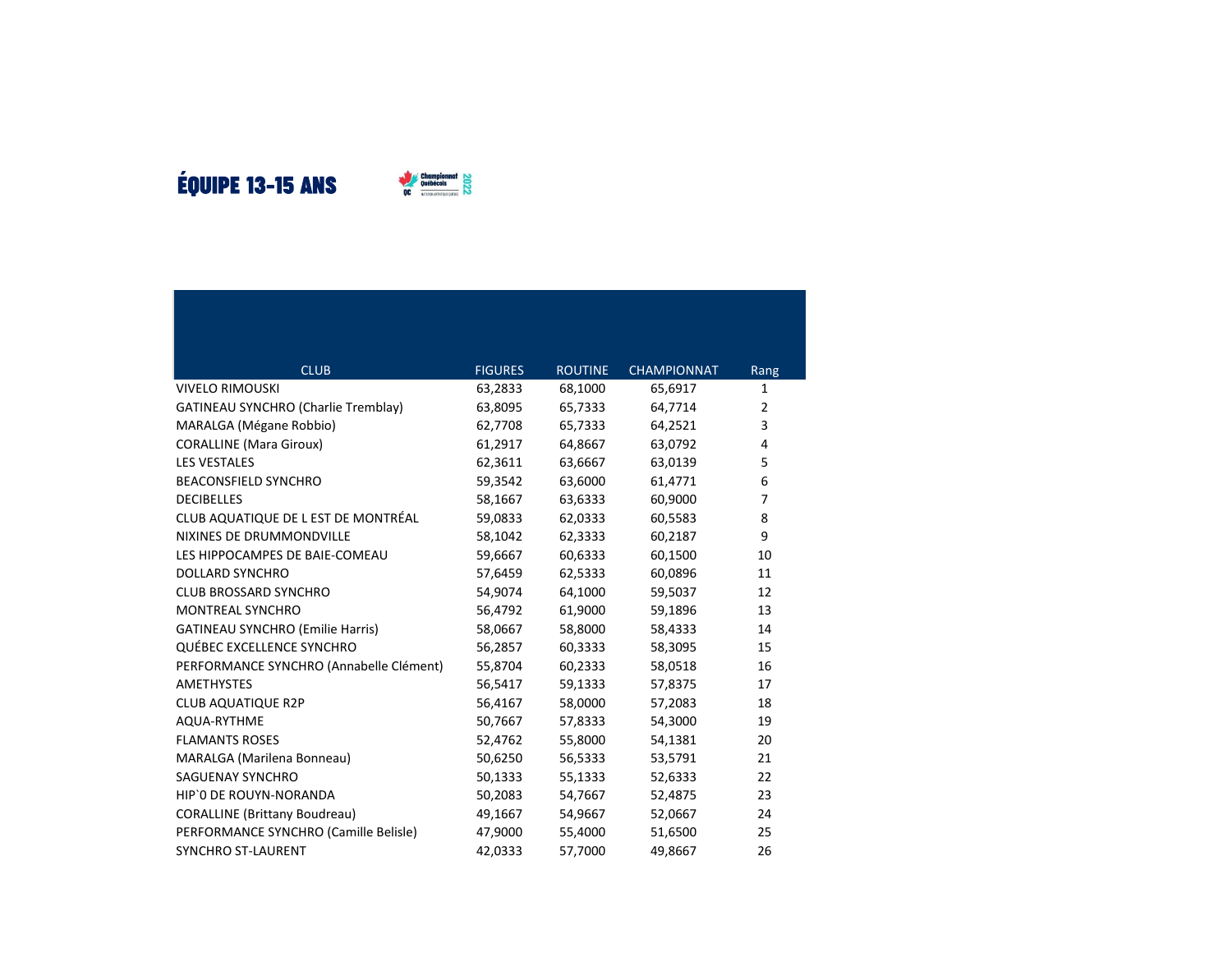# ÉQUIPE 13-15 ANS

| CLUB | FIGURES | ROUTINE | CHAMPIONNAT | Rang |
|---|---|---|---|---|
| VIVELO RIMOUSKI | 63,2833 | 68,1000 | 65,6917 | 1 |
| GATINEAU SYNCHRO (Charlie Tremblay) | 63,8095 | 65,7333 | 64,7714 | 2 |
| MARALGA (Mégane Robbio) | 62,7708 | 65,7333 | 64,2521 | 3 |
| CORALLINE (Mara Giroux) | 61,2917 | 64,8667 | 63,0792 | 4 |
| LES VESTALES | 62,3611 | 63,6667 | 63,0139 | 5 |
| BEACONSFIELD SYNCHRO | 59,3542 | 63,6000 | 61,4771 | 6 |
| DECIBELLES | 58,1667 | 63,6333 | 60,9000 | 7 |
| CLUB AQUATIQUE DE L EST DE MONTRÉAL | 59,0833 | 62,0333 | 60,5583 | 8 |
| NIXINES DE DRUMMONDVILLE | 58,1042 | 62,3333 | 60,2187 | 9 |
| LES HIPPOCAMPES DE BAIE-COMEAU | 59,6667 | 60,6333 | 60,1500 | 10 |
| DOLLARD SYNCHRO | 57,6459 | 62,5333 | 60,0896 | 11 |
| CLUB BROSSARD SYNCHRO | 54,9074 | 64,1000 | 59,5037 | 12 |
| MONTREAL SYNCHRO | 56,4792 | 61,9000 | 59,1896 | 13 |
| GATINEAU SYNCHRO (Emilie Harris) | 58,0667 | 58,8000 | 58,4333 | 14 |
| QUÉBEC EXCELLENCE SYNCHRO | 56,2857 | 60,3333 | 58,3095 | 15 |
| PERFORMANCE SYNCHRO (Annabelle Clément) | 55,8704 | 60,2333 | 58,0518 | 16 |
| AMETHYSTES | 56,5417 | 59,1333 | 57,8375 | 17 |
| CLUB AQUATIQUE R2P | 56,4167 | 58,0000 | 57,2083 | 18 |
| AQUA-RYTHME | 50,7667 | 57,8333 | 54,3000 | 19 |
| FLAMANTS ROSES | 52,4762 | 55,8000 | 54,1381 | 20 |
| MARALGA (Marilena Bonneau) | 50,6250 | 56,5333 | 53,5791 | 21 |
| SAGUENAY SYNCHRO | 50,1333 | 55,1333 | 52,6333 | 22 |
| HIP`0 DE ROUYN-NORANDA | 50,2083 | 54,7667 | 52,4875 | 23 |
| CORALLINE (Brittany Boudreau) | 49,1667 | 54,9667 | 52,0667 | 24 |
| PERFORMANCE SYNCHRO (Camille Belisle) | 47,9000 | 55,4000 | 51,6500 | 25 |
| SYNCHRO ST-LAURENT | 42,0333 | 57,7000 | 49,8667 | 26 |